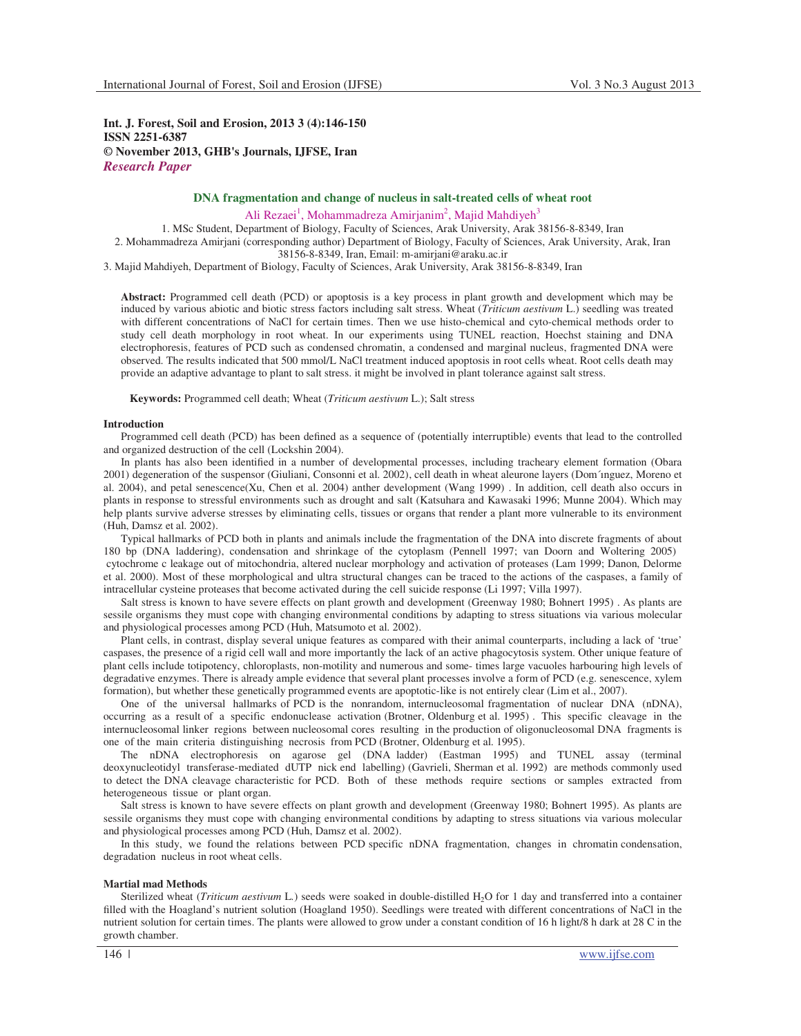**Int. J. Forest, Soil and Erosion, 2013 3 (4):146-150**
**ISSN 2251-6387**
**© November 2013, GHB's Journals, IJFSE, Iran**
***Research Paper***

## DNA fragmentation and change of nucleus in salt-treated cells of wheat root

Ali Rezaei[1], Mohammadreza Amirjanim[2], Majid Mahdiyeh[3]

1. MSc Student, Department of Biology, Faculty of Sciences, Arak University, Arak 38156-8-8349, Iran
2. Mohammadreza Amirjani (corresponding author) Department of Biology, Faculty of Sciences, Arak University, Arak, Iran 38156-8-8349, Iran, Email: m-amirjani@araku.ac.ir
3. Majid Mahdiyeh, Department of Biology, Faculty of Sciences, Arak University, Arak 38156-8-8349, Iran

**Abstract:** Programmed cell death (PCD) or apoptosis is a key process in plant growth and development which may be induced by various abiotic and biotic stress factors including salt stress. Wheat (*Triticum aestivum* L.) seedling was treated with different concentrations of NaCl for certain times. Then we use histo-chemical and cyto-chemical methods order to study cell death morphology in root wheat. In our experiments using TUNEL reaction, Hoechst staining and DNA electrophoresis, features of PCD such as condensed chromatin, a condensed and marginal nucleus, fragmented DNA were observed. The results indicated that 500 mmol/L NaCl treatment induced apoptosis in root cells wheat. Root cells death may provide an adaptive advantage to plant to salt stress. it might be involved in plant tolerance against salt stress.

**Keywords:** Programmed cell death; Wheat (*Triticum aestivum* L.); Salt stress

### Introduction

Programmed cell death (PCD) has been defined as a sequence of (potentially interruptible) events that lead to the controlled and organized destruction of the cell (Lockshin 2004).

In plants has also been identified in a number of developmental processes, including tracheary element formation (Obara 2001) degeneration of the suspensor (Giuliani, Consonni et al. 2002), cell death in wheat aleurone layers (Dom´ınguez, Moreno et al. 2004), and petal senescence(Xu, Chen et al. 2004) anther development (Wang 1999) . In addition, cell death also occurs in plants in response to stressful environments such as drought and salt (Katsuhara and Kawasaki 1996; Munne 2004). Which may help plants survive adverse stresses by eliminating cells, tissues or organs that render a plant more vulnerable to its environment (Huh, Damsz et al. 2002).

Typical hallmarks of PCD both in plants and animals include the fragmentation of the DNA into discrete fragments of about 180 bp (DNA laddering), condensation and shrinkage of the cytoplasm (Pennell 1997; van Doorn and Woltering 2005) cytochrome c leakage out of mitochondria, altered nuclear morphology and activation of proteases (Lam 1999; Danon, Delorme et al. 2000). Most of these morphological and ultra structural changes can be traced to the actions of the caspases, a family of intracellular cysteine proteases that become activated during the cell suicide response (Li 1997; Villa 1997).

Salt stress is known to have severe effects on plant growth and development (Greenway 1980; Bohnert 1995) . As plants are sessile organisms they must cope with changing environmental conditions by adapting to stress situations via various molecular and physiological processes among PCD (Huh, Matsumoto et al. 2002).

Plant cells, in contrast, display several unique features as compared with their animal counterparts, including a lack of 'true' caspases, the presence of a rigid cell wall and more importantly the lack of an active phagocytosis system. Other unique feature of plant cells include totipotency, chloroplasts, non-motility and numerous and some- times large vacuoles harbouring high levels of degradative enzymes. There is already ample evidence that several plant processes involve a form of PCD (e.g. senescence, xylem formation), but whether these genetically programmed events are apoptotic-like is not entirely clear (Lim et al., 2007).

One of the universal hallmarks of PCD is the nonrandom, internucleosomal fragmentation of nuclear DNA (nDNA), occurring as a result of a specific endonuclease activation (Brotner, Oldenburg et al. 1995) . This specific cleavage in the internucleosomal linker regions between nucleosomal cores resulting in the production of oligonucleosomal DNA fragments is one of the main criteria distinguishing necrosis from PCD (Brotner, Oldenburg et al. 1995).

The nDNA electrophoresis on agarose gel (DNA ladder) (Eastman 1995) and TUNEL assay (terminal deoxynucleotidyl transferase-mediated dUTP nick end labelling) (Gavrieli, Sherman et al. 1992) are methods commonly used to detect the DNA cleavage characteristic for PCD. Both of these methods require sections or samples extracted from heterogeneous tissue or plant organ.

Salt stress is known to have severe effects on plant growth and development (Greenway 1980; Bohnert 1995). As plants are sessile organisms they must cope with changing environmental conditions by adapting to stress situations via various molecular and physiological processes among PCD (Huh, Damsz et al. 2002).

In this study, we found the relations between PCD specific nDNA fragmentation, changes in chromatin condensation, degradation nucleus in root wheat cells.

### Martial mad Methods

Sterilized wheat (*Triticum aestivum* L.) seeds were soaked in double-distilled $H_2O$ for 1 day and transferred into a container filled with the Hoagland's nutrient solution (Hoagland 1950). Seedlings were treated with different concentrations of NaCl in the nutrient solution for certain times. The plants were allowed to grow under a constant condition of 16 h light/8 h dark at 28 C in the growth chamber.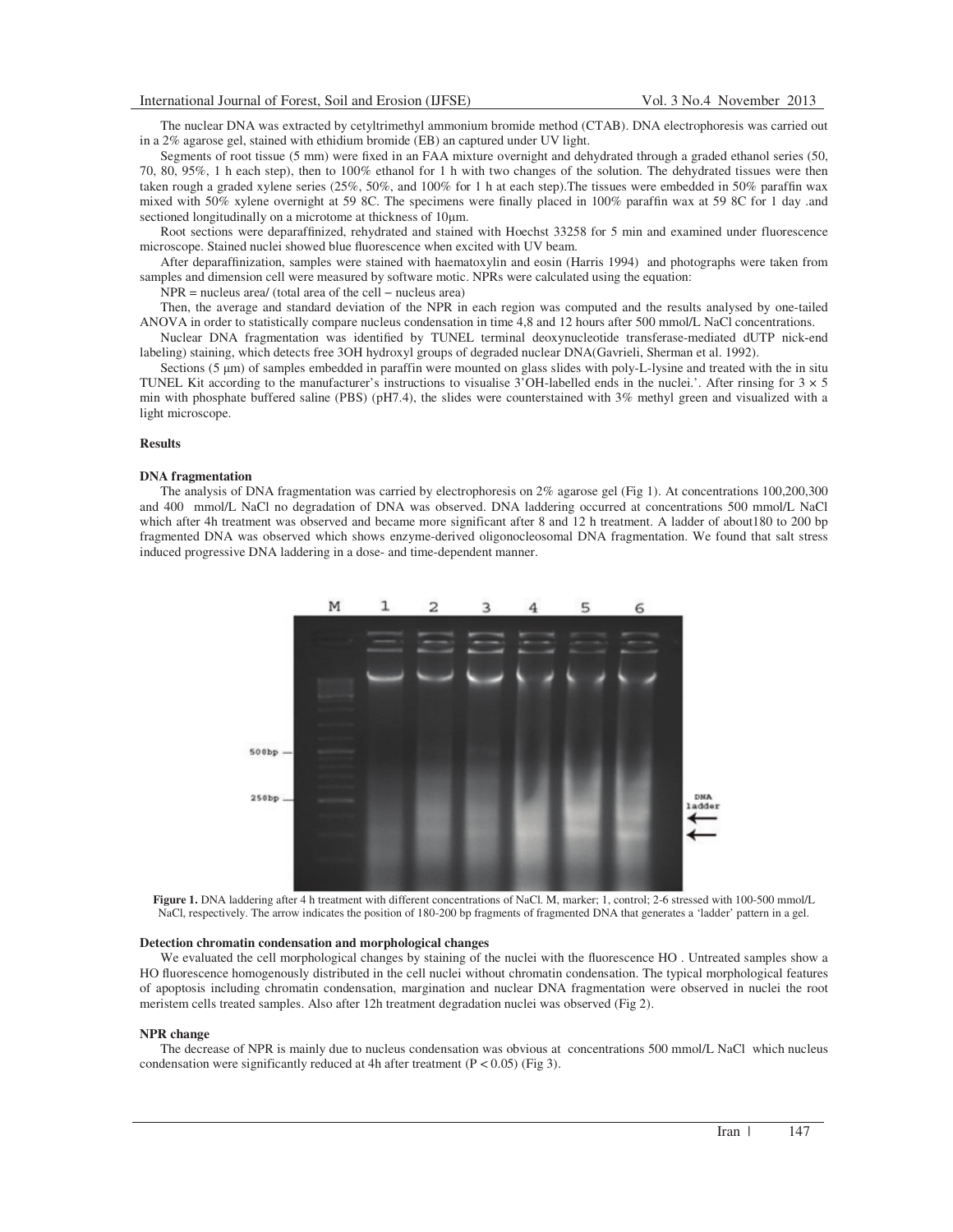The nuclear DNA was extracted by cetyltrimethyl ammonium bromide method (CTAB). DNA electrophoresis was carried out in a 2% agarose gel, stained with ethidium bromide (EB) an captured under UV light.

Segments of root tissue (5 mm) were fixed in an FAA mixture overnight and dehydrated through a graded ethanol series (50, 70, 80, 95%, 1 h each step), then to 100% ethanol for 1 h with two changes of the solution. The dehydrated tissues were then taken rough a graded xylene series (25%, 50%, and 100% for 1 h at each step).The tissues were embedded in 50% paraffin wax mixed with 50% xylene overnight at 59 8C. The specimens were finally placed in 100% paraffin wax at 59 8C for 1 day .and sectioned longitudinally on a microtome at thickness of 10μm.

Root sections were deparaffinized, rehydrated and stained with Hoechst 33258 for 5 min and examined under fluorescence microscope. Stained nuclei showed blue fluorescence when excited with UV beam.

After deparaffinization, samples were stained with haematoxylin and eosin (Harris 1994) and photographs were taken from samples and dimension cell were measured by software motic. NPRs were calculated using the equation:

NPR = nucleus area/ (total area of the cell − nucleus area)

Then, the average and standard deviation of the NPR in each region was computed and the results analysed by one-tailed ANOVA in order to statistically compare nucleus condensation in time 4,8 and 12 hours after 500 mmol/L NaCl concentrations.

Nuclear DNA fragmentation was identified by TUNEL terminal deoxynucleotide transferase-mediated dUTP nick-end labeling) staining, which detects free 3OH hydroxyl groups of degraded nuclear DNA(Gavrieli, Sherman et al. 1992).

Sections (5 μm) of samples embedded in paraffin were mounted on glass slides with poly-L-lysine and treated with the in situ TUNEL Kit according to the manufacturer's instructions to visualise 3'OH-labelled ends in the nuclei.'. After rinsing for 3 × 5 min with phosphate buffered saline (PBS) (pH7.4), the slides were counterstained with 3% methyl green and visualized with a light microscope.

## Results

### DNA fragmentation

The analysis of DNA fragmentation was carried by electrophoresis on 2% agarose gel (Fig 1). At concentrations 100,200,300 and 400 mmol/L NaCl no degradation of DNA was observed. DNA laddering occurred at concentrations 500 mmol/L NaCl which after 4h treatment was observed and became more significant after 8 and 12 h treatment. A ladder of about180 to 200 bp fragmented DNA was observed which shows enzyme-derived oligonocleosomal DNA fragmentation. We found that salt stress induced progressive DNA laddering in a dose- and time-dependent manner.

**Figure 1.** DNA laddering after 4 h treatment with different concentrations of NaCl. M, marker; 1, control; 2-6 stressed with 100-500 mmol/L NaCl, respectively. The arrow indicates the position of 180-200 bp fragments of fragmented DNA that generates a 'ladder' pattern in a gel.

### Detection chromatin condensation and morphological changes

We evaluated the cell morphological changes by staining of the nuclei with the fluorescence HO . Untreated samples show a HO fluorescence homogenously distributed in the cell nuclei without chromatin condensation. The typical morphological features of apoptosis including chromatin condensation, margination and nuclear DNA fragmentation were observed in nuclei the root meristem cells treated samples. Also after 12h treatment degradation nuclei was observed (Fig 2).

### NPR change

The decrease of NPR is mainly due to nucleus condensation was obvious at concentrations 500 mmol/L NaCl which nucleus condensation were significantly reduced at 4h after treatment ($P < 0.05$) (Fig 3).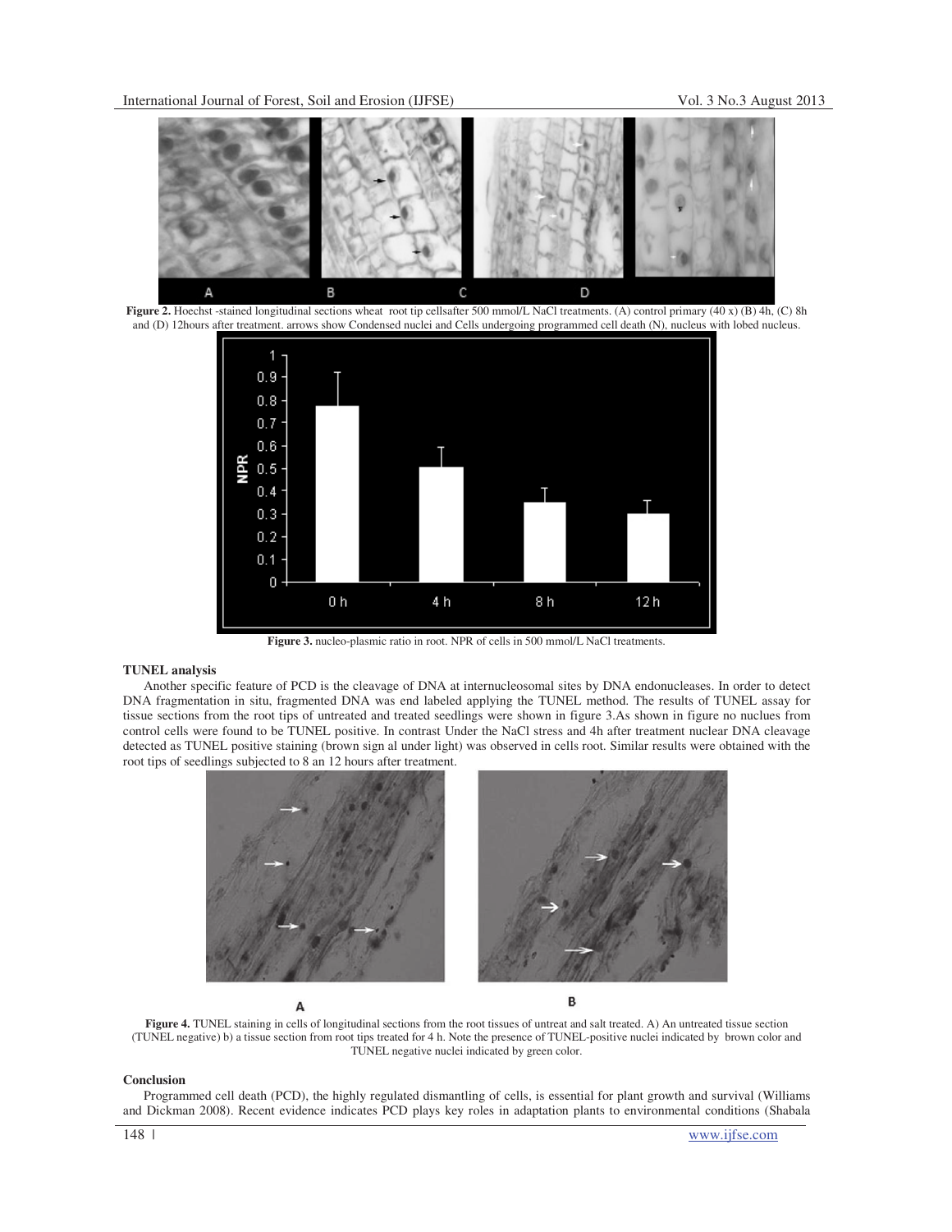**Figure 2.** Hoechst -stained longitudinal sections wheat root tip cellsafter 500 mmol/L NaCl treatments. (A) control primary (40 x) (B) 4h, (C) 8h and (D) 12hours after treatment. arrows show Condensed nuclei and Cells undergoing programmed cell death (N), nucleus with lobed nucleus.

**Figure 3.** nucleo-plasmic ratio in root. NPR of cells in 500 mmol/L NaCl treatments.

**TUNEL analysis**

Another specific feature of PCD is the cleavage of DNA at internucleosomal sites by DNA endonucleases. In order to detect DNA fragmentation in situ, fragmented DNA was end labeled applying the TUNEL method. The results of TUNEL assay for tissue sections from the root tips of untreated and treated seedlings were shown in figure 3.As shown in figure no nuclues from control cells were found to be TUNEL positive. In contrast Under the NaCl stress and 4h after treatment nuclear DNA cleavage detected as TUNEL positive staining (brown sign al under light) was observed in cells root. Similar results were obtained with the root tips of seedlings subjected to 8 an 12 hours after treatment.

**Figure 4.** TUNEL staining in cells of longitudinal sections from the root tissues of untreat and salt treated. A) An untreated tissue section (TUNEL negative) b) a tissue section from root tips treated for 4 h. Note the presence of TUNEL-positive nuclei indicated by brown color and TUNEL negative nuclei indicated by green color.

**Conclusion**

Programmed cell death (PCD), the highly regulated dismantling of cells, is essential for plant growth and survival (Williams and Dickman 2008). Recent evidence indicates PCD plays key roles in adaptation plants to environmental conditions (Shabala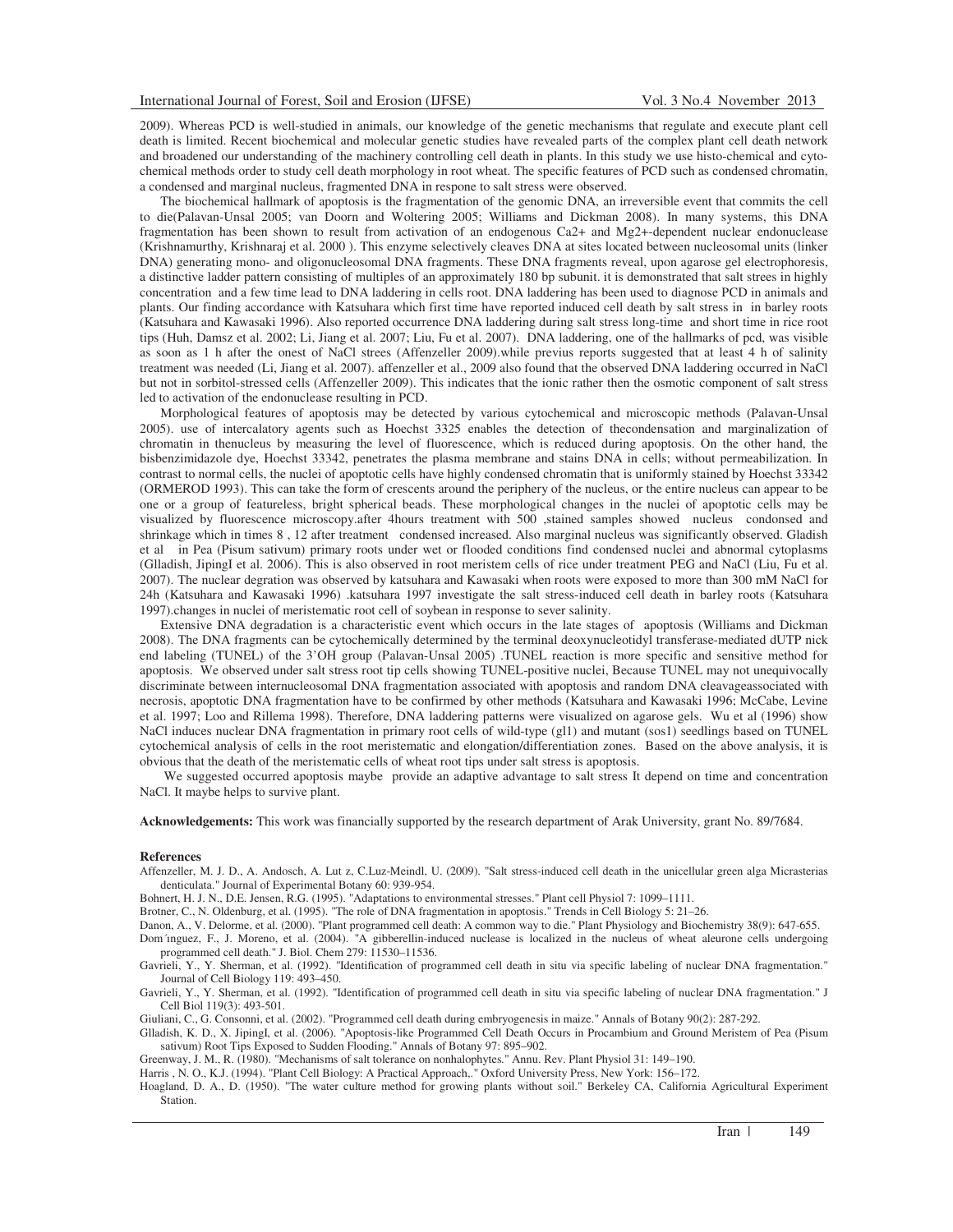2009). Whereas PCD is well-studied in animals, our knowledge of the genetic mechanisms that regulate and execute plant cell death is limited. Recent biochemical and molecular genetic studies have revealed parts of the complex plant cell death network and broadened our understanding of the machinery controlling cell death in plants. In this study we use histo-chemical and cyto-chemical methods order to study cell death morphology in root wheat. The specific features of PCD such as condensed chromatin, a condensed and marginal nucleus, fragmented DNA in respone to salt stress were observed.

The biochemical hallmark of apoptosis is the fragmentation of the genomic DNA, an irreversible event that commits the cell to die(Palavan-Unsal 2005; van Doorn and Woltering 2005; Williams and Dickman 2008). In many systems, this DNA fragmentation has been shown to result from activation of an endogenous $Ca^{2+}$ and $Mg^{2+}$-dependent nuclear endonuclease (Krishnamurthy, Krishnaraj et al. 2000 ). This enzyme selectively cleaves DNA at sites located between nucleosomal units (linker DNA) generating mono- and oligonucleosomal DNA fragments. These DNA fragments reveal, upon agarose gel electrophoresis, a distinctive ladder pattern consisting of multiples of an approximately 180 bp subunit. it is demonstrated that salt strees in highly concentration and a few time lead to DNA laddering in cells root. DNA laddering has been used to diagnose PCD in animals and plants. Our finding accordance with Katsuhara which first time have reported induced cell death by salt stress in in barley roots (Katsuhara and Kawasaki 1996). Also reported occurrence DNA laddering during salt stress long-time and short time in rice root tips (Huh, Damsz et al. 2002; Li, Jiang et al. 2007; Liu, Fu et al. 2007). DNA laddering, one of the hallmarks of pcd, was visible as soon as 1 h after the onest of NaCl strees (Affenzeller 2009).while previus reports suggested that at least 4 h of salinity treatment was needed (Li, Jiang et al. 2007). affenzeller et al., 2009 also found that the observed DNA laddering occurred in NaCl but not in sorbitol-stressed cells (Affenzeller 2009). This indicates that the ionic rather then the osmotic component of salt stress led to activation of the endonuclease resulting in PCD.

Morphological features of apoptosis may be detected by various cytochemical and microscopic methods (Palavan-Unsal 2005). use of intercalatory agents such as Hoechst 3325 enables the detection of thecondensation and marginalization of chromatin in thenucleus by measuring the level of fluorescence, which is reduced during apoptosis. On the other hand, the bisbenzimidazole dye, Hoechst 33342, penetrates the plasma membrane and stains DNA in cells; without permeabilization. In contrast to normal cells, the nuclei of apoptotic cells have highly condensed chromatin that is uniformly stained by Hoechst 33342 (ORMEROD 1993). This can take the form of crescents around the periphery of the nucleus, or the entire nucleus can appear to be one or a group of featureless, bright spherical beads. These morphological changes in the nuclei of apoptotic cells may be visualized by fluorescence microscopy.after 4hours treatment with 500 ,stained samples showed nucleus condonsed and shrinkage which in times 8 , 12 after treatment condensed increased. Also marginal nucleus was significantly observed. Gladish et al in Pea (Pisum sativum) primary roots under wet or flooded conditions find condensed nuclei and abnormal cytoplasms (Glladish, JipingI et al. 2006). This is also observed in root meristem cells of rice under treatment PEG and NaCl (Liu, Fu et al. 2007). The nuclear degration was observed by katsuhara and Kawasaki when roots were exposed to more than 300 mM NaCl for 24h (Katsuhara and Kawasaki 1996) .katsuhara 1997 investigate the salt stress-induced cell death in barley roots (Katsuhara 1997).changes in nuclei of meristematic root cell of soybean in response to sever salinity.

Extensive DNA degradation is a characteristic event which occurs in the late stages of apoptosis (Williams and Dickman 2008). The DNA fragments can be cytochemically determined by the terminal deoxynucleotidyl transferase-mediated dUTP nick end labeling (TUNEL) of the 3'OH group (Palavan-Unsal 2005) .TUNEL reaction is more specific and sensitive method for apoptosis. We observed under salt stress root tip cells showing TUNEL-positive nuclei, Because TUNEL may not unequivocally discriminate between internucleosomal DNA fragmentation associated with apoptosis and random DNA cleavageassociated with necrosis, apoptotic DNA fragmentation have to be confirmed by other methods (Katsuhara and Kawasaki 1996; McCabe, Levine et al. 1997; Loo and Rillema 1998). Therefore, DNA laddering patterns were visualized on agarose gels. Wu et al (1996) show NaCl induces nuclear DNA fragmentation in primary root cells of wild-type (gl1) and mutant (sos1) seedlings based on TUNEL cytochemical analysis of cells in the root meristematic and elongation/differentiation zones. Based on the above analysis, it is obvious that the death of the meristematic cells of wheat root tips under salt stress is apoptosis.

We suggested occurred apoptosis maybe provide an adaptive advantage to salt stress It depend on time and concentration NaCl. It maybe helps to survive plant.

**Acknowledgements:** This work was financially supported by the research department of Arak University, grant No. 89/7684.

## References

Affenzeller, M. J. D., A. Andosch, A. Lut z, C.Luz-Meindl, U. (2009). "Salt stress-induced cell death in the unicellular green alga Micrasterias denticulata." Journal of Experimental Botany 60: 939-954.

Bohnert, H. J. N., D.E. Jensen, R.G. (1995). "Adaptations to environmental stresses." Plant cell Physiol 7: 1099–1111.

Brotner, C., N. Oldenburg, et al. (1995). "The role of DNA fragmentation in apoptosis." Trends in Cell Biology 5: 21–26.

Danon, A., V. Delorme, et al. (2000). "Plant programmed cell death: A common way to die." Plant Physiology and Biochemistry 38(9): 647-655.

Dom´ınguez, F., J. Moreno, et al. (2004). "A gibberellin-induced nuclease is localized in the nucleus of wheat aleurone cells undergoing programmed cell death." J. Biol. Chem 279: 11530–11536.

Gavrieli, Y., Y. Sherman, et al. (1992). "Identification of programmed cell death in situ via specific labeling of nuclear DNA fragmentation." Journal of Cell Biology 119: 493–450.

Gavrieli, Y., Y. Sherman, et al. (1992). "Identification of programmed cell death in situ via specific labeling of nuclear DNA fragmentation." J Cell Biol 119(3): 493-501.

Giuliani, C., G. Consonni, et al. (2002). "Programmed cell death during embryogenesis in maize." Annals of Botany 90(2): 287-292.

Glladish, K. D., X. JipingI, et al. (2006). "Apoptosis-like Programmed Cell Death Occurs in Procambium and Ground Meristem of Pea (Pisum sativum) Root Tips Exposed to Sudden Flooding." Annals of Botany 97: 895–902.

Greenway, J. M., R. (1980). "Mechanisms of salt tolerance on nonhalophytes." Annu. Rev. Plant Physiol 31: 149–190.

Harris , N. O., K.J. (1994). "Plant Cell Biology: A Practical Approach,." Oxford University Press, New York: 156–172.

Hoagland, D. A., D. (1950). "The water culture method for growing plants without soil." Berkeley CA, California Agricultural Experiment Station.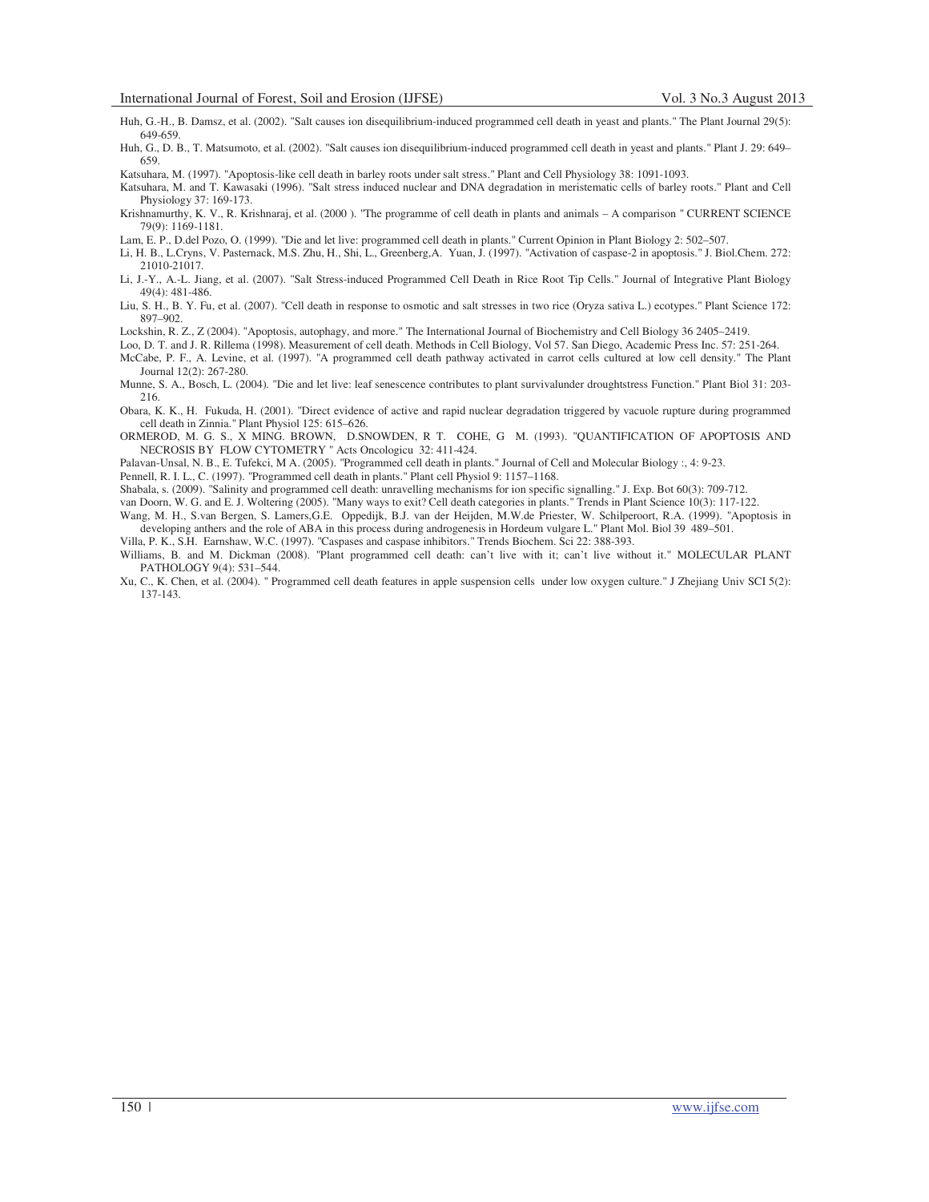Huh, G.-H., B. Damsz, et al. (2002). "Salt causes ion disequilibrium-induced programmed cell death in yeast and plants." The Plant Journal 29(5): 649-659.

Huh, G., D. B., T. Matsumoto, et al. (2002). "Salt causes ion disequilibrium-induced programmed cell death in yeast and plants." Plant J. 29: 649–659.

Katsuhara, M. (1997). "Apoptosis-like cell death in barley roots under salt stress." Plant and Cell Physiology 38: 1091-1093.

Katsuhara, M. and T. Kawasaki (1996). "Salt stress induced nuclear and DNA degradation in meristematic cells of barley roots." Plant and Cell Physiology 37: 169-173.

Krishnamurthy, K. V., R. Krishnaraj, et al. (2000 ). "The programme of cell death in plants and animals – A comparison " CURRENT SCIENCE 79(9): 1169-1181.

Lam, E. P., D.del Pozo, O. (1999). "Die and let live: programmed cell death in plants." Current Opinion in Plant Biology 2: 502–507.

Li, H. B., L.Cryns, V. Pasternack, M.S. Zhu, H., Shi, L., Greenberg,A. Yuan, J. (1997). "Activation of caspase-2 in apoptosis." J. Biol.Chem. 272: 21010-21017.

Li, J.-Y., A.-L. Jiang, et al. (2007). "Salt Stress-induced Programmed Cell Death in Rice Root Tip Cells." Journal of Integrative Plant Biology 49(4): 481-486.

Liu, S. H., B. Y. Fu, et al. (2007). "Cell death in response to osmotic and salt stresses in two rice (Oryza sativa L.) ecotypes." Plant Science 172: 897–902.

Lockshin, R. Z., Z (2004). "Apoptosis, autophagy, and more." The International Journal of Biochemistry and Cell Biology 36 2405–2419.

Loo, D. T. and J. R. Rillema (1998). Measurement of cell death. Methods in Cell Biology, Vol 57. San Diego, Academic Press Inc. 57: 251-264.

McCabe, P. F., A. Levine, et al. (1997). "A programmed cell death pathway activated in carrot cells cultured at low cell density." The Plant Journal 12(2): 267-280.

Munne, S. A., Bosch, L. (2004). "Die and let live: leaf senescence contributes to plant survivalunder droughtstress Function." Plant Biol 31: 203-216.

Obara, K. K., H. Fukuda, H. (2001). "Direct evidence of active and rapid nuclear degradation triggered by vacuole rupture during programmed cell death in Zinnia." Plant Physiol 125: 615–626.

ORMEROD, M. G. S., X MING. BROWN, D.SNOWDEN, R T. COHE, G M. (1993). "QUANTIFICATION OF APOPTOSIS AND NECROSIS BY FLOW CYTOMETRY " Acts Oncologicu 32: 411-424.

Palavan-Unsal, N. B., E. Tufekci, M A. (2005). "Programmed cell death in plants." Journal of Cell and Molecular Biology :, 4: 9-23.

Pennell, R. I. L., C. (1997). "Programmed cell death in plants." Plant cell Physiol 9: 1157–1168.

Shabala, s. (2009). "Salinity and programmed cell death: unravelling mechanisms for ion specific signalling." J. Exp. Bot 60(3): 709-712.

van Doorn, W. G. and E. J. Woltering (2005). "Many ways to exit? Cell death categories in plants." Trends in Plant Science 10(3): 117-122.

Wang, M. H., S.van Bergen, S. Lamers,G.E. Oppedijk, B.J. van der Heijden, M.W.de Priester, W. Schilperoort, R.A. (1999). "Apoptosis in developing anthers and the role of ABA in this process during androgenesis in Hordeum vulgare L." Plant Mol. Biol 39 489–501.

Villa, P. K., S.H. Earnshaw, W.C. (1997). "Caspases and caspase inhibitors." Trends Biochem. Sci 22: 388-393.

Williams, B. and M. Dickman (2008). "Plant programmed cell death: can't live with it; can't live without it." MOLECULAR PLANT PATHOLOGY 9(4): 531–544.

Xu, C., K. Chen, et al. (2004). " Programmed cell death features in apple suspension cells under low oxygen culture." J Zhejiang Univ SCI 5(2): 137-143.